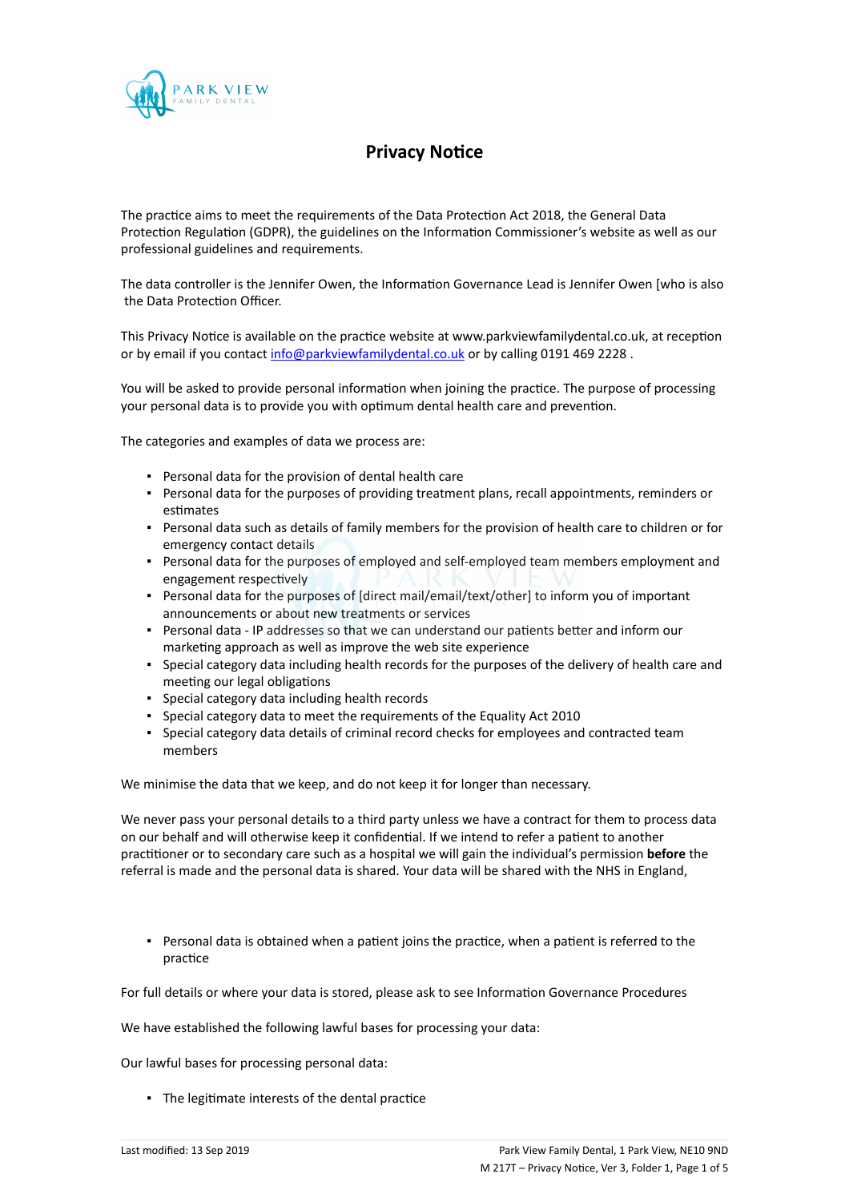# Privacy Notice

The practice aims to meet the requirements of the Data Protection Act 2018, the General Data Protection Regulation (GDPR), the guidelines on the Information Commissioner's website as well as our professional guidelines and requirements.

The data controller is the Jennifer Owen, the Information Governance Lead is Jennifer Owen [who is also the Data Protection Officer.

This Privacy Notice is available on the practice website at www.parkviewfamilydental.co.uk, at reception or by email if you contact info@parkviewfamilydental.co.uk or by calling 0191 469 2228 .

You will be asked to provide personal information when joining the practice. The purpose of processing your personal data is to provide you with optimum dental health care and prevention.

The categories and examples of data we process are:

- Personal data for the provision of dental health care
- Personal data for the purposes of providing treatment plans, recall appointments, reminders or estimates
- Personal data such as details of family members for the provision of health care to children or for emergency contact details
- Personal data for the purposes of employed and self-employed team members employment and engagement respectively
- Personal data for the purposes of [direct mail/email/text/other] to inform you of important announcements or about new treatments or services
- Personal data - IP addresses so that we can understand our patients better and inform our marketing approach as well as improve the web site experience
- Special category data including health records for the purposes of the delivery of health care and meeting our legal obligations
- Special category data including health records
- Special category data to meet the requirements of the Equality Act 2010
- Special category data details of criminal record checks for employees and contracted team members

We minimise the data that we keep, and do not keep it for longer than necessary.

We never pass your personal details to a third party unless we have a contract for them to process data on our behalf and will otherwise keep it confidential. If we intend to refer a patient to another practitioner or to secondary care such as a hospital we will gain the individual's permission **before** the referral is made and the personal data is shared. Your data will be shared with the NHS in England,

- Personal data is obtained when a patient joins the practice, when a patient is referred to the practice

For full details or where your data is stored, please ask to see Information Governance Procedures

We have established the following lawful bases for processing your data:

Our lawful bases for processing personal data:

- The legitimate interests of the dental practice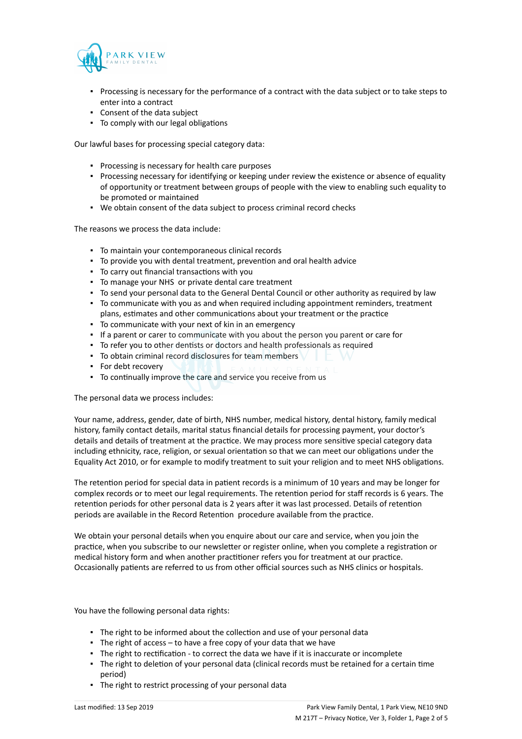- Processing is necessary for the performance of a contract with the data subject or to take steps to enter into a contract
- Consent of the data subject
- To comply with our legal obligations

Our lawful bases for processing special category data:

- Processing is necessary for health care purposes
- Processing necessary for identifying or keeping under review the existence or absence of equality of opportunity or treatment between groups of people with the view to enabling such equality to be promoted or maintained
- We obtain consent of the data subject to process criminal record checks

The reasons we process the data include:

- To maintain your contemporaneous clinical records
- To provide you with dental treatment, prevention and oral health advice
- To carry out financial transactions with you
- To manage your NHS  or private dental care treatment
- To send your personal data to the General Dental Council or other authority as required by law
- To communicate with you as and when required including appointment reminders, treatment plans, estimates and other communications about your treatment or the practice
- To communicate with your next of kin in an emergency
- If a parent or carer to communicate with you about the person you parent or care for
- To refer you to other dentists or doctors and health professionals as required
- To obtain criminal record disclosures for team members
- For debt recovery
- To continually improve the care and service you receive from us

The personal data we process includes:

Your name, address, gender, date of birth, NHS number, medical history, dental history, family medical history, family contact details, marital status financial details for processing payment, your doctor's details and details of treatment at the practice. We may process more sensitive special category data including ethnicity, race, religion, or sexual orientation so that we can meet our obligations under the Equality Act 2010, or for example to modify treatment to suit your religion and to meet NHS obligations.

The retention period for special data in patient records is a minimum of 10 years and may be longer for complex records or to meet our legal requirements. The retention period for staff records is 6 years. The retention periods for other personal data is 2 years after it was last processed. Details of retention periods are available in the Record Retention  procedure available from the practice.

We obtain your personal details when you enquire about our care and service, when you join the practice, when you subscribe to our newsletter or register online, when you complete a registration or medical history form and when another practitioner refers you for treatment at our practice. Occasionally patients are referred to us from other official sources such as NHS clinics or hospitals.

You have the following personal data rights:

- The right to be informed about the collection and use of your personal data
- The right of access – to have a free copy of your data that we have
- The right to rectification - to correct the data we have if it is inaccurate or incomplete
- The right to deletion of your personal data (clinical records must be retained for a certain time period)
- The right to restrict processing of your personal data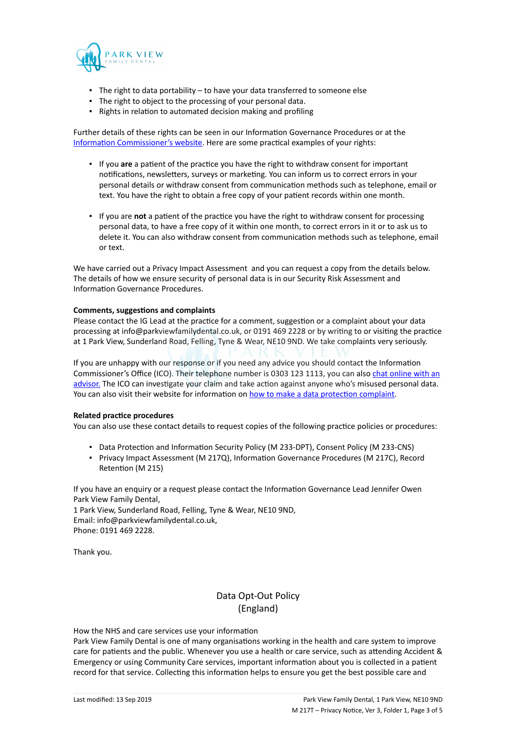- The right to data portability – to have your data transferred to someone else
- The right to object to the processing of your personal data.
- Rights in relation to automated decision making and profiling

Further details of these rights can be seen in our Information Governance Procedures or at the [Information Commissioner's website](). Here are some practical examples of your rights:

- If you **are** a patient of the practice you have the right to withdraw consent for important notifications, newsletters, surveys or marketing. You can inform us to correct errors in your personal details or withdraw consent from communication methods such as telephone, email or text. You have the right to obtain a free copy of your patient records within one month.

- If you are **not** a patient of the practice you have the right to withdraw consent for processing personal data, to have a free copy of it within one month, to correct errors in it or to ask us to delete it. You can also withdraw consent from communication methods such as telephone, email or text.

We have carried out a Privacy Impact Assessment and you can request a copy from the details below. The details of how we ensure security of personal data is in our Security Risk Assessment and Information Governance Procedures.

**Comments, suggestions and complaints**

Please contact the IG Lead at the practice for a comment, suggestion or a complaint about your data processing at info@parkviewfamilydental.co.uk, or 0191 469 2228 or by writing to or visiting the practice at 1 Park View, Sunderland Road, Felling, Tyne & Wear, NE10 9ND. We take complaints very seriously.

If you are unhappy with our response or if you need any advice you should contact the Information Commissioner's Office (ICO). Their telephone number is 0303 123 1113, you can also [chat online with an advisor](). The ICO can investigate your claim and take action against anyone who's misused personal data. You can also visit their website for information on [how to make a data protection complaint]().

**Related practice procedures**

You can also use these contact details to request copies of the following practice policies or procedures:

- Data Protection and Information Security Policy (M 233-DPT), Consent Policy (M 233-CNS)
- Privacy Impact Assessment (M 217Q), Information Governance Procedures (M 217C), Record Retention (M 215)

If you have an enquiry or a request please contact the Information Governance Lead Jennifer Owen
Park View Family Dental,
1 Park View, Sunderland Road, Felling, Tyne & Wear, NE10 9ND,
Email: info@parkviewfamilydental.co.uk,
Phone: 0191 469 2228.

Thank you.

## Data Opt-Out Policy (England)

How the NHS and care services use your information

Park View Family Dental is one of many organisations working in the health and care system to improve care for patients and the public. Whenever you use a health or care service, such as attending Accident & Emergency or using Community Care services, important information about you is collected in a patient record for that service. Collecting this information helps to ensure you get the best possible care and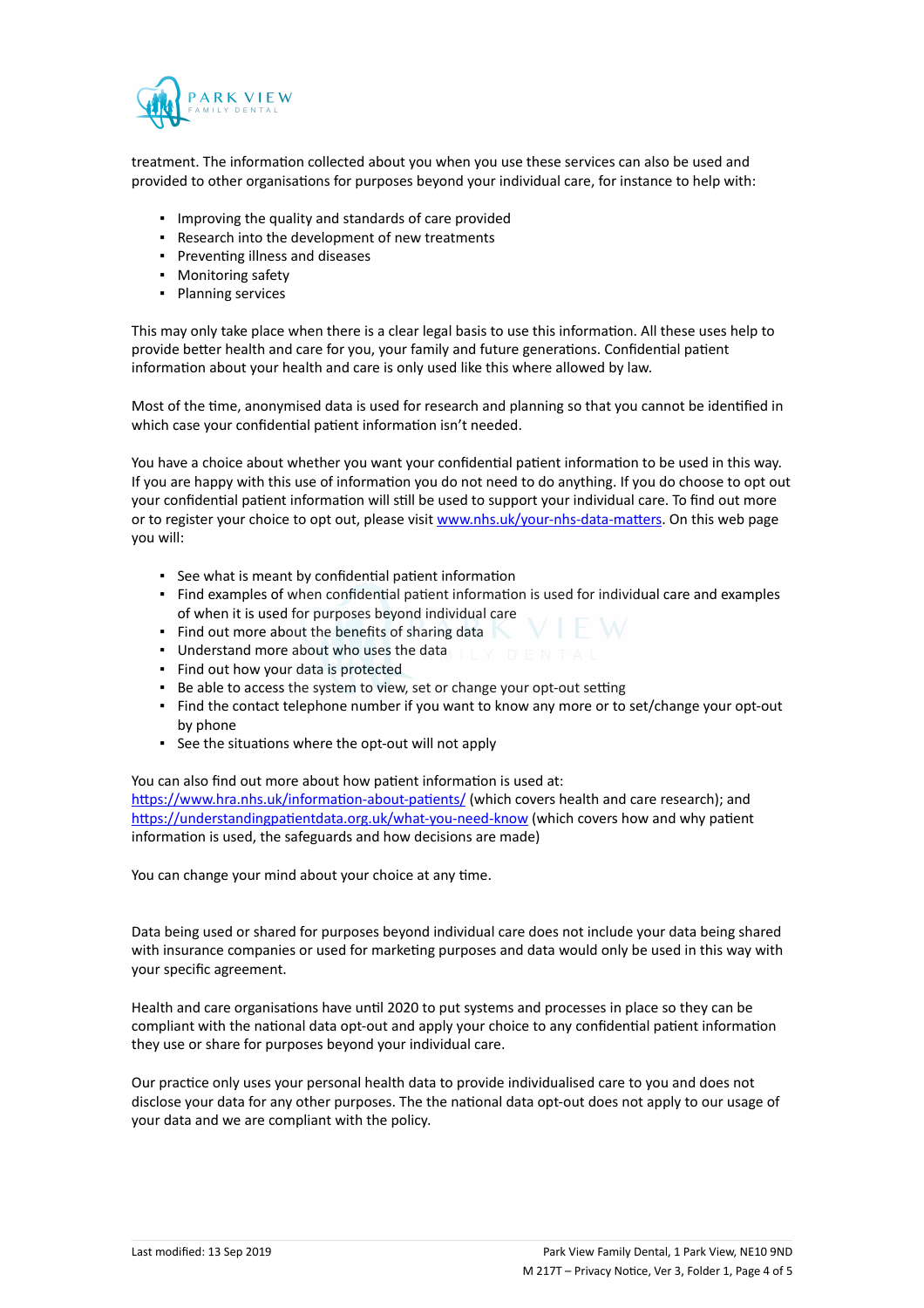treatment. The information collected about you when you use these services can also be used and provided to other organisations for purposes beyond your individual care, for instance to help with:

- Improving the quality and standards of care provided
- Research into the development of new treatments
- Preventing illness and diseases
- Monitoring safety
- Planning services

This may only take place when there is a clear legal basis to use this information. All these uses help to provide better health and care for you, your family and future generations. Confidential patient information about your health and care is only used like this where allowed by law.

Most of the time, anonymised data is used for research and planning so that you cannot be identified in which case your confidential patient information isn't needed.

You have a choice about whether you want your confidential patient information to be used in this way. If you are happy with this use of information you do not need to do anything. If you do choose to opt out your confidential patient information will still be used to support your individual care. To find out more or to register your choice to opt out, please visit [www.nhs.uk/your-nhs-data-matters](www.nhs.uk/your-nhs-data-matters). On this web page you will:

- See what is meant by confidential patient information
- Find examples of when confidential patient information is used for individual care and examples of when it is used for purposes beyond individual care
- Find out more about the benefits of sharing data
- Understand more about who uses the data
- Find out how your data is protected
- Be able to access the system to view, set or change your opt-out setting
- Find the contact telephone number if you want to know any more or to set/change your opt-out by phone
- See the situations where the opt-out will not apply

You can also find out more about how patient information is used at:
[https://www.hra.nhs.uk/information-about-patients/](https://www.hra.nhs.uk/information-about-patients/) (which covers health and care research); and [https://understandingpatientdata.org.uk/what-you-need-know](https://understandingpatientdata.org.uk/what-you-need-know) (which covers how and why patient information is used, the safeguards and how decisions are made)

You can change your mind about your choice at any time.

Data being used or shared for purposes beyond individual care does not include your data being shared with insurance companies or used for marketing purposes and data would only be used in this way with your specific agreement.

Health and care organisations have until 2020 to put systems and processes in place so they can be compliant with the national data opt-out and apply your choice to any confidential patient information they use or share for purposes beyond your individual care.

Our practice only uses your personal health data to provide individualised care to you and does not disclose your data for any other purposes. The national data opt-out does not apply to our usage of your data and we are compliant with the policy.